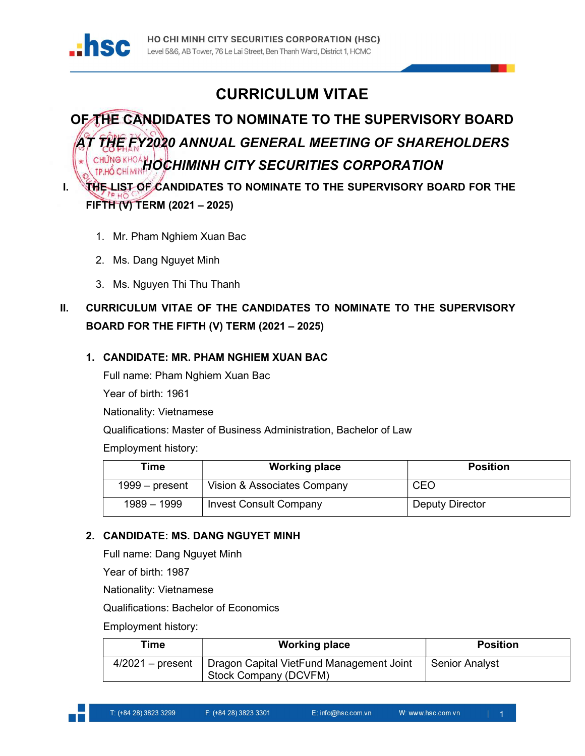# CURRICULUM VITAE

## OF THE CANDIDATES TO NOMINATE TO THE SUPERVISORY BOARD *AT THE FY2020 ANNUAL GENERAL MEETING OF SHAREHOLDERS HOCHIMINH CITY SECURITIES CORPORATION*

## I. THE LIST OF CANDIDATES TO NOMINATE TO THE SUPERVISORY BOARD FOR THE FIFTH (V) TERM (2021 – 2025)

1. Mr. Pham Nghiem Xuan Bac
2. Ms. Dang Nguyet Minh
3. Ms. Nguyen Thi Thu Thanh

## II. CURRICULUM VITAE OF THE CANDIDATES TO NOMINATE TO THE SUPERVISORY BOARD FOR THE FIFTH (V) TERM (2021 – 2025)

### 1. CANDIDATE: MR. PHAM NGHIEM XUAN BAC

Full name: Pham Nghiem Xuan Bac

Year of birth: 1961

Nationality: Vietnamese

Qualifications: Master of Business Administration, Bachelor of Law

Employment history:

| Time | Working place | Position |
|---|---|---|
| 1999 – present | Vision & Associates Company | CEO |
| 1989 – 1999 | Invest Consult Company | Deputy Director |

### 2. CANDIDATE: MS. DANG NGUYET MINH

Full name: Dang Nguyet Minh

Year of birth: 1987

Nationality: Vietnamese

Qualifications: Bachelor of Economics

Employment history:

| Time | Working place | Position |
|---|---|---|
| 4/2021 – present | Dragon Capital VietFund Management Joint Stock Company (DCVFM) | Senior Analyst |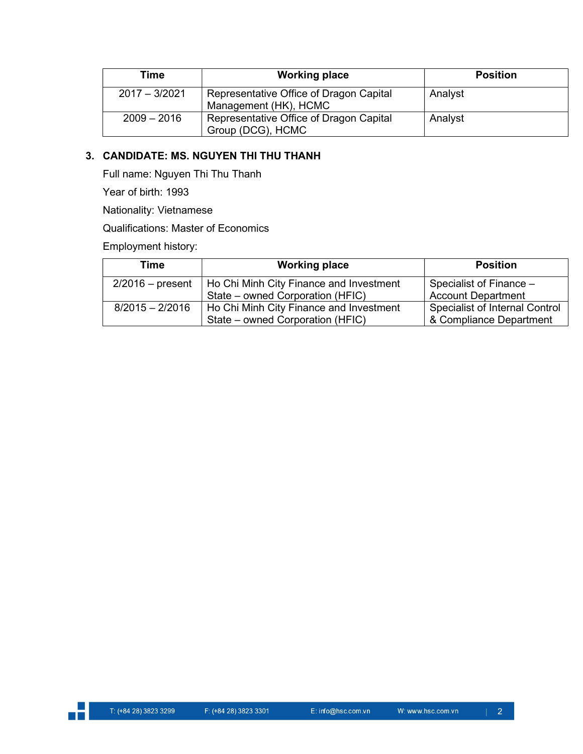| Time | Working place | Position |
|---|---|---|
| 2017 – 3/2021 | Representative Office of Dragon Capital Management (HK), HCMC | Analyst |
| 2009 – 2016 | Representative Office of Dragon Capital Group (DCG), HCMC | Analyst |

### 3. CANDIDATE: MS. NGUYEN THI THU THANH

Full name: Nguyen Thi Thu Thanh

Year of birth: 1993

Nationality: Vietnamese

Qualifications: Master of Economics

Employment history:

| Time | Working place | Position |
|---|---|---|
| 2/2016 – present | Ho Chi Minh City Finance and Investment State – owned Corporation (HFIC) | Specialist of Finance – Account Department |
| 8/2015 – 2/2016 | Ho Chi Minh City Finance and Investment State – owned Corporation (HFIC) | Specialist of Internal Control & Compliance Department |